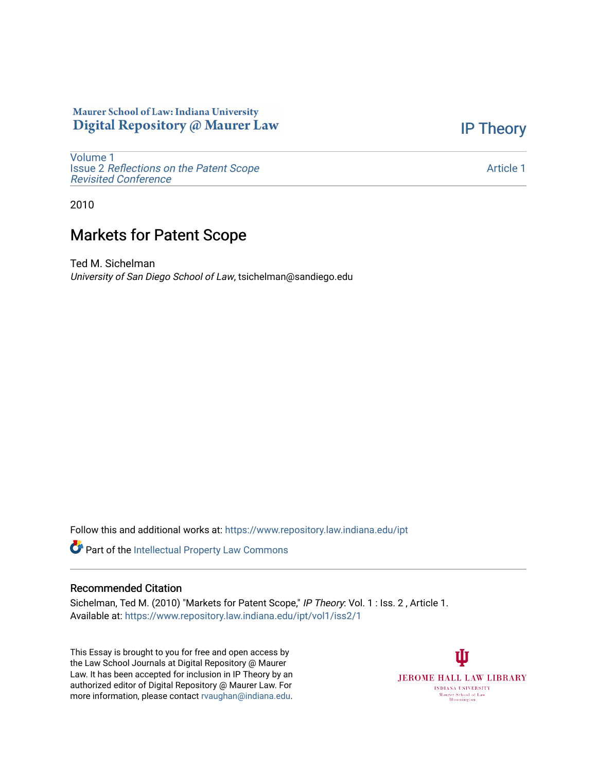Maurer School of Law: Indiana University
Digital Repository @ Maurer Law

IP Theory

Volume 1
Issue 2 *Reflections on the Patent Scope Revisited Conference*

Article 1

2010

# Markets for Patent Scope

Ted M. Sichelman
*University of San Diego School of Law*, tsichelman@sandiego.edu

Follow this and additional works at: https://www.repository.law.indiana.edu/ipt

Part of the Intellectual Property Law Commons

## Recommended Citation

Sichelman, Ted M. (2010) "Markets for Patent Scope," *IP Theory*: Vol. 1 : Iss. 2 , Article 1.
Available at: https://www.repository.law.indiana.edu/ipt/vol1/iss2/1

This Essay is brought to you for free and open access by the Law School Journals at Digital Repository @ Maurer Law. It has been accepted for inclusion in IP Theory by an authorized editor of Digital Repository @ Maurer Law. For more information, please contact rvaughan@indiana.edu.

JEROME HALL LAW LIBRARY
INDIANA UNIVERSITY
Maurer School of Law
Bloomington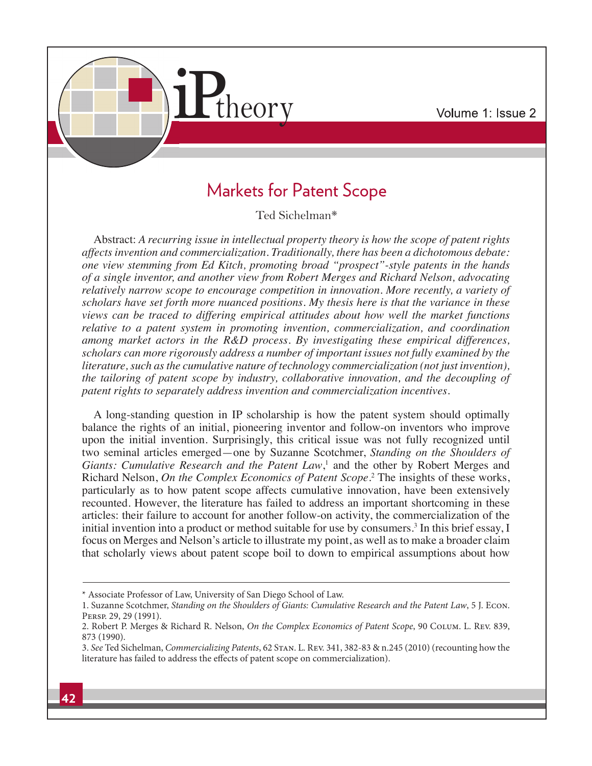# Markets for Patent Scope

Ted Sichelman*

Abstract: *A recurring issue in intellectual property theory is how the scope of patent rights affects invention and commercialization. Traditionally, there has been a dichotomous debate: one view stemming from Ed Kitch, promoting broad "prospect"-style patents in the hands of a single inventor, and another view from Robert Merges and Richard Nelson, advocating relatively narrow scope to encourage competition in innovation. More recently, a variety of scholars have set forth more nuanced positions. My thesis here is that the variance in these views can be traced to differing empirical attitudes about how well the market functions relative to a patent system in promoting invention, commercialization, and coordination among market actors in the R&D process. By investigating these empirical differences, scholars can more rigorously address a number of important issues not fully examined by the literature, such as the cumulative nature of technology commercialization (not just invention), the tailoring of patent scope by industry, collaborative innovation, and the decoupling of patent rights to separately address invention and commercialization incentives.*

A long-standing question in IP scholarship is how the patent system should optimally balance the rights of an initial, pioneering inventor and follow-on inventors who improve upon the initial invention. Surprisingly, this critical issue was not fully recognized until two seminal articles emerged—one by Suzanne Scotchmer, *Standing on the Shoulders of Giants: Cumulative Research and the Patent Law*,[1] and the other by Robert Merges and Richard Nelson, *On the Complex Economics of Patent Scope*.[2] The insights of these works, particularly as to how patent scope affects cumulative innovation, have been extensively recounted. However, the literature has failed to address an important shortcoming in these articles: their failure to account for another follow-on activity, the commercialization of the initial invention into a product or method suitable for use by consumers.[3] In this brief essay, I focus on Merges and Nelson's article to illustrate my point, as well as to make a broader claim that scholarly views about patent scope boil to down to empirical assumptions about how

---

\* Associate Professor of Law, University of San Diego School of Law.

1. Suzanne Scotchmer, *Standing on the Shoulders of Giants: Cumulative Research and the Patent Law*, 5 J. Econ. Persp. 29, 29 (1991).

2. Robert P. Merges & Richard R. Nelson, *On the Complex Economics of Patent Scope*, 90 Colum. L. Rev. 839, 873 (1990).

3. *See* Ted Sichelman, *Commercializing Patents*, 62 Stan. L. Rev. 341, 382-83 & n.245 (2010) (recounting how the literature has failed to address the effects of patent scope on commercialization).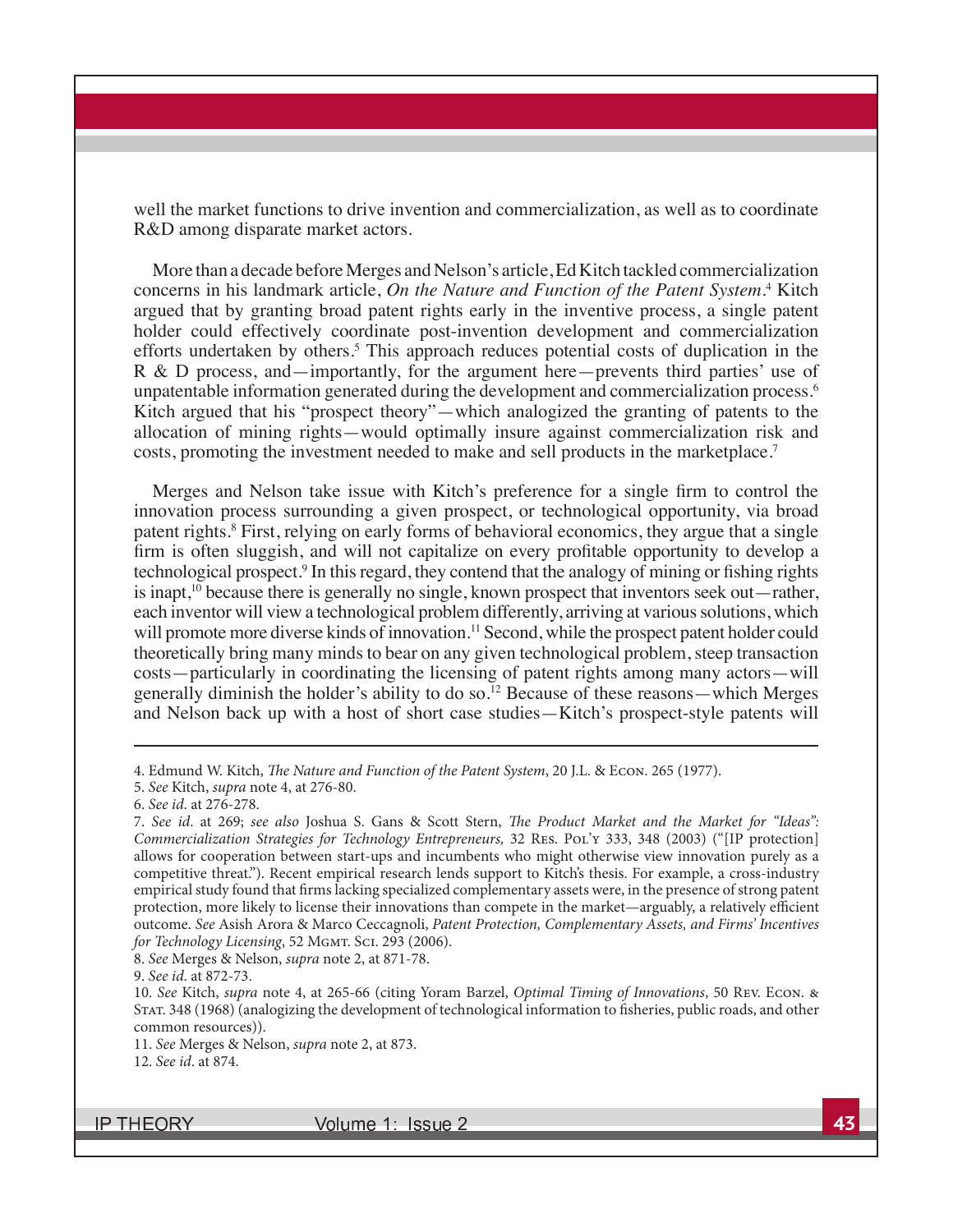well the market functions to drive invention and commercialization, as well as to coordinate R&D among disparate market actors.

More than a decade before Merges and Nelson's article, Ed Kitch tackled commercialization concerns in his landmark article, *On the Nature and Function of the Patent System*.[4] Kitch argued that by granting broad patent rights early in the inventive process, a single patent holder could effectively coordinate post-invention development and commercialization efforts undertaken by others.[5] This approach reduces potential costs of duplication in the R & D process, and—importantly, for the argument here—prevents third parties' use of unpatentable information generated during the development and commercialization process.[6] Kitch argued that his "prospect theory"—which analogized the granting of patents to the allocation of mining rights—would optimally insure against commercialization risk and costs, promoting the investment needed to make and sell products in the marketplace.[7]

Merges and Nelson take issue with Kitch's preference for a single firm to control the innovation process surrounding a given prospect, or technological opportunity, via broad patent rights.[8] First, relying on early forms of behavioral economics, they argue that a single firm is often sluggish, and will not capitalize on every profitable opportunity to develop a technological prospect.[9] In this regard, they contend that the analogy of mining or fishing rights is inapt,[10] because there is generally no single, known prospect that inventors seek out—rather, each inventor will view a technological problem differently, arriving at various solutions, which will promote more diverse kinds of innovation.[11] Second, while the prospect patent holder could theoretically bring many minds to bear on any given technological problem, steep transaction costs—particularly in coordinating the licensing of patent rights among many actors—will generally diminish the holder's ability to do so.[12] Because of these reasons—which Merges and Nelson back up with a host of short case studies—Kitch's prospect-style patents will

---

4. Edmund W. Kitch, *The Nature and Function of the Patent System*, 20 J.L. & Econ. 265 (1977).

5. *See* Kitch, *supra* note 4, at 276-80.

6. *See id.* at 276-278.

7. *See id.* at 269; *see also* Joshua S. Gans & Scott Stern, *The Product Market and the Market for "Ideas": Commercialization Strategies for Technology Entrepreneurs,* 32 Res. Pol'y 333, 348 (2003) ("[IP protection] allows for cooperation between start-ups and incumbents who might otherwise view innovation purely as a competitive threat."). Recent empirical research lends support to Kitch's thesis. For example, a cross-industry empirical study found that firms lacking specialized complementary assets were, in the presence of strong patent protection, more likely to license their innovations than compete in the market—arguably, a relatively efficient outcome. *See* Asish Arora & Marco Ceccagnoli, *Patent Protection, Complementary Assets, and Firms' Incentives for Technology Licensing*, 52 Mgmt. Sci. 293 (2006).

8. *See* Merges & Nelson, *supra* note 2, at 871-78.

9. *See id.* at 872-73.

10. *See* Kitch, *supra* note 4, at 265-66 (citing Yoram Barzel, *Optimal Timing of Innovations*, 50 Rev. Econ. & Stat. 348 (1968) (analogizing the development of technological information to fisheries, public roads, and other common resources)).

11. *See* Merges & Nelson, *supra* note 2, at 873.

12. *See id.* at 874.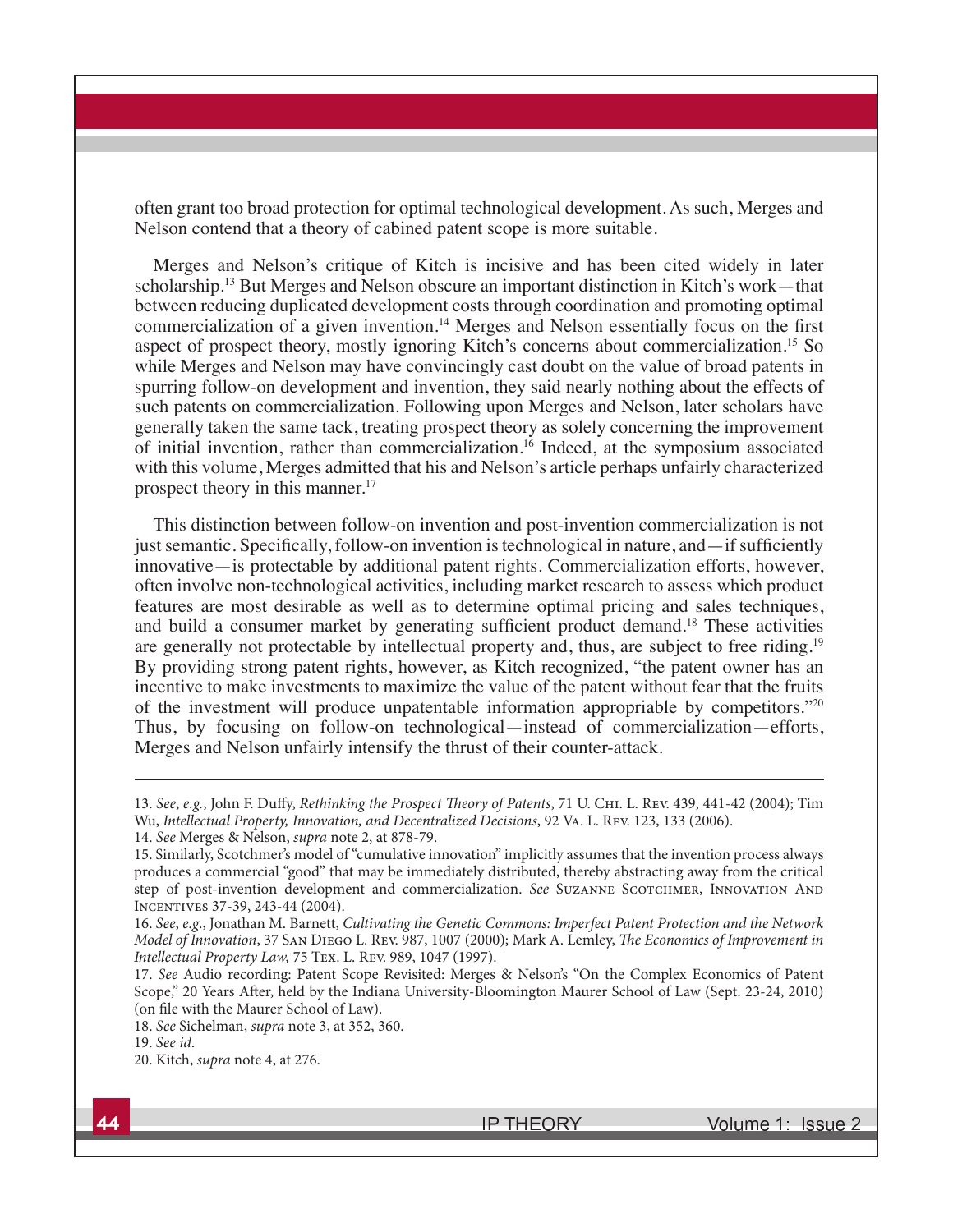often grant too broad protection for optimal technological development. As such, Merges and Nelson contend that a theory of cabined patent scope is more suitable.

Merges and Nelson's critique of Kitch is incisive and has been cited widely in later scholarship.[13] But Merges and Nelson obscure an important distinction in Kitch's work—that between reducing duplicated development costs through coordination and promoting optimal commercialization of a given invention.[14] Merges and Nelson essentially focus on the first aspect of prospect theory, mostly ignoring Kitch's concerns about commercialization.[15] So while Merges and Nelson may have convincingly cast doubt on the value of broad patents in spurring follow-on development and invention, they said nearly nothing about the effects of such patents on commercialization. Following upon Merges and Nelson, later scholars have generally taken the same tack, treating prospect theory as solely concerning the improvement of initial invention, rather than commercialization.[16] Indeed, at the symposium associated with this volume, Merges admitted that his and Nelson's article perhaps unfairly characterized prospect theory in this manner.[17]

This distinction between follow-on invention and post-invention commercialization is not just semantic. Specifically, follow-on invention is technological in nature, and—if sufficiently innovative—is protectable by additional patent rights. Commercialization efforts, however, often involve non-technological activities, including market research to assess which product features are most desirable as well as to determine optimal pricing and sales techniques, and build a consumer market by generating sufficient product demand.[18] These activities are generally not protectable by intellectual property and, thus, are subject to free riding.[19] By providing strong patent rights, however, as Kitch recognized, "the patent owner has an incentive to make investments to maximize the value of the patent without fear that the fruits of the investment will produce unpatentable information appropriable by competitors."[20] Thus, by focusing on follow-on technological—instead of commercialization—efforts, Merges and Nelson unfairly intensify the thrust of their counter-attack.

---

13. *See*, *e.g.*, John F. Duffy, *Rethinking the Prospect Theory of Patents*, 71 U. Chi. L. Rev. 439, 441-42 (2004); Tim Wu, *Intellectual Property, Innovation, and Decentralized Decisions*, 92 Va. L. Rev. 123, 133 (2006).

14. *See* Merges & Nelson, *supra* note 2, at 878-79.

15. Similarly, Scotchmer's model of "cumulative innovation" implicitly assumes that the invention process always produces a commercial "good" that may be immediately distributed, thereby abstracting away from the critical step of post-invention development and commercialization. *See* Suzanne Scotchmer, Innovation And Incentives 37-39, 243-44 (2004).

16. *See*, *e.g.*, Jonathan M. Barnett, *Cultivating the Genetic Commons: Imperfect Patent Protection and the Network Model of Innovation*, 37 San Diego L. Rev. 987, 1007 (2000); Mark A. Lemley, *The Economics of Improvement in Intellectual Property Law,* 75 Tex. L. Rev. 989, 1047 (1997).

17. *See* Audio recording: Patent Scope Revisited: Merges & Nelson's "On the Complex Economics of Patent Scope," 20 Years After, held by the Indiana University-Bloomington Maurer School of Law (Sept. 23-24, 2010) (on file with the Maurer School of Law).

18. *See* Sichelman, *supra* note 3, at 352, 360.

19. *See id.*

20. Kitch, *supra* note 4, at 276.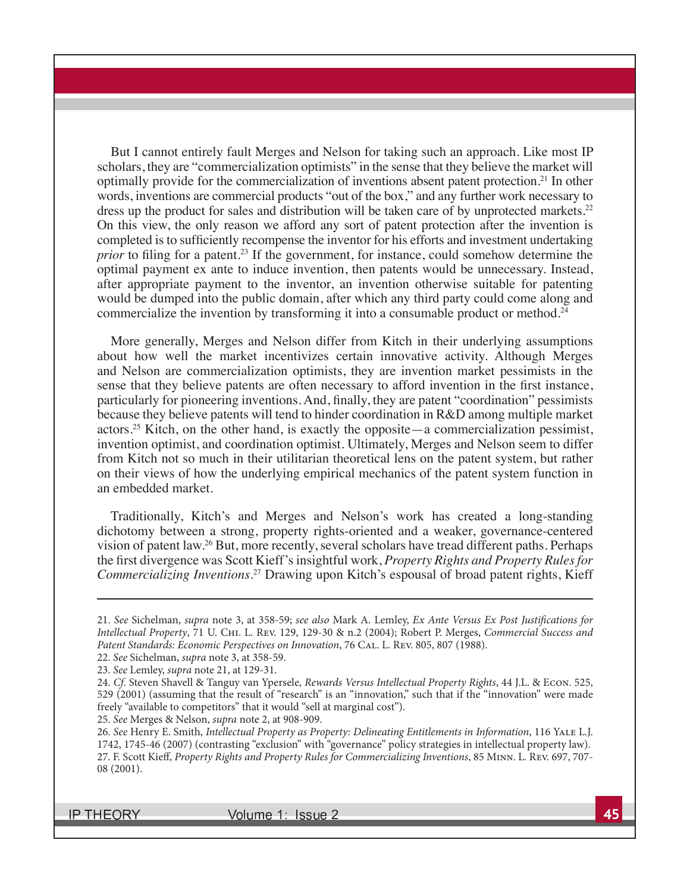But I cannot entirely fault Merges and Nelson for taking such an approach. Like most IP scholars, they are "commercialization optimists" in the sense that they believe the market will optimally provide for the commercialization of inventions absent patent protection.[21] In other words, inventions are commercial products "out of the box," and any further work necessary to dress up the product for sales and distribution will be taken care of by unprotected markets.[22] On this view, the only reason we afford any sort of patent protection after the invention is completed is to sufficiently recompense the inventor for his efforts and investment undertaking *prior* to filing for a patent.[23] If the government, for instance, could somehow determine the optimal payment ex ante to induce invention, then patents would be unnecessary. Instead, after appropriate payment to the inventor, an invention otherwise suitable for patenting would be dumped into the public domain, after which any third party could come along and commercialize the invention by transforming it into a consumable product or method.[24]

More generally, Merges and Nelson differ from Kitch in their underlying assumptions about how well the market incentivizes certain innovative activity. Although Merges and Nelson are commercialization optimists, they are invention market pessimists in the sense that they believe patents are often necessary to afford invention in the first instance, particularly for pioneering inventions. And, finally, they are patent "coordination" pessimists because they believe patents will tend to hinder coordination in R&D among multiple market actors.[25] Kitch, on the other hand, is exactly the opposite—a commercialization pessimist, invention optimist, and coordination optimist. Ultimately, Merges and Nelson seem to differ from Kitch not so much in their utilitarian theoretical lens on the patent system, but rather on their views of how the underlying empirical mechanics of the patent system function in an embedded market.

Traditionally, Kitch's and Merges and Nelson's work has created a long-standing dichotomy between a strong, property rights-oriented and a weaker, governance-centered vision of patent law.[26] But, more recently, several scholars have tread different paths. Perhaps the first divergence was Scott Kieff's insightful work, *Property Rights and Property Rules for Commercializing Inventions*.[27] Drawing upon Kitch's espousal of broad patent rights, Kieff

---

21. *See* Sichelman, *supra* note 3, at 358-59; *see also* Mark A. Lemley, *Ex Ante Versus Ex Post Justifications for Intellectual Property*, 71 U. Chi. L. Rev. 129, 129-30 & n.2 (2004); Robert P. Merges, *Commercial Success and Patent Standards: Economic Perspectives on Innovation*, 76 Cal. L. Rev. 805, 807 (1988).

22. *See* Sichelman, *supra* note 3, at 358-59.

23. *See* Lemley, *supra* note 21, at 129-31.

24. *Cf.* Steven Shavell & Tanguy van Ypersele, *Rewards Versus Intellectual Property Rights*, 44 J.L. & Econ. 525, 529 (2001) (assuming that the result of "research" is an "innovation," such that if the "innovation" were made freely "available to competitors" that it would "sell at marginal cost").

25. *See* Merges & Nelson, *supra* note 2, at 908-909.

26. *See* Henry E. Smith, *Intellectual Property as Property: Delineating Entitlements in Information*, 116 Yale L.J. 1742, 1745-46 (2007) (contrasting "exclusion" with "governance" policy strategies in intellectual property law).

27. F. Scott Kieff, *Property Rights and Property Rules for Commercializing Inventions*, 85 Minn. L. Rev. 697, 707-08 (2001).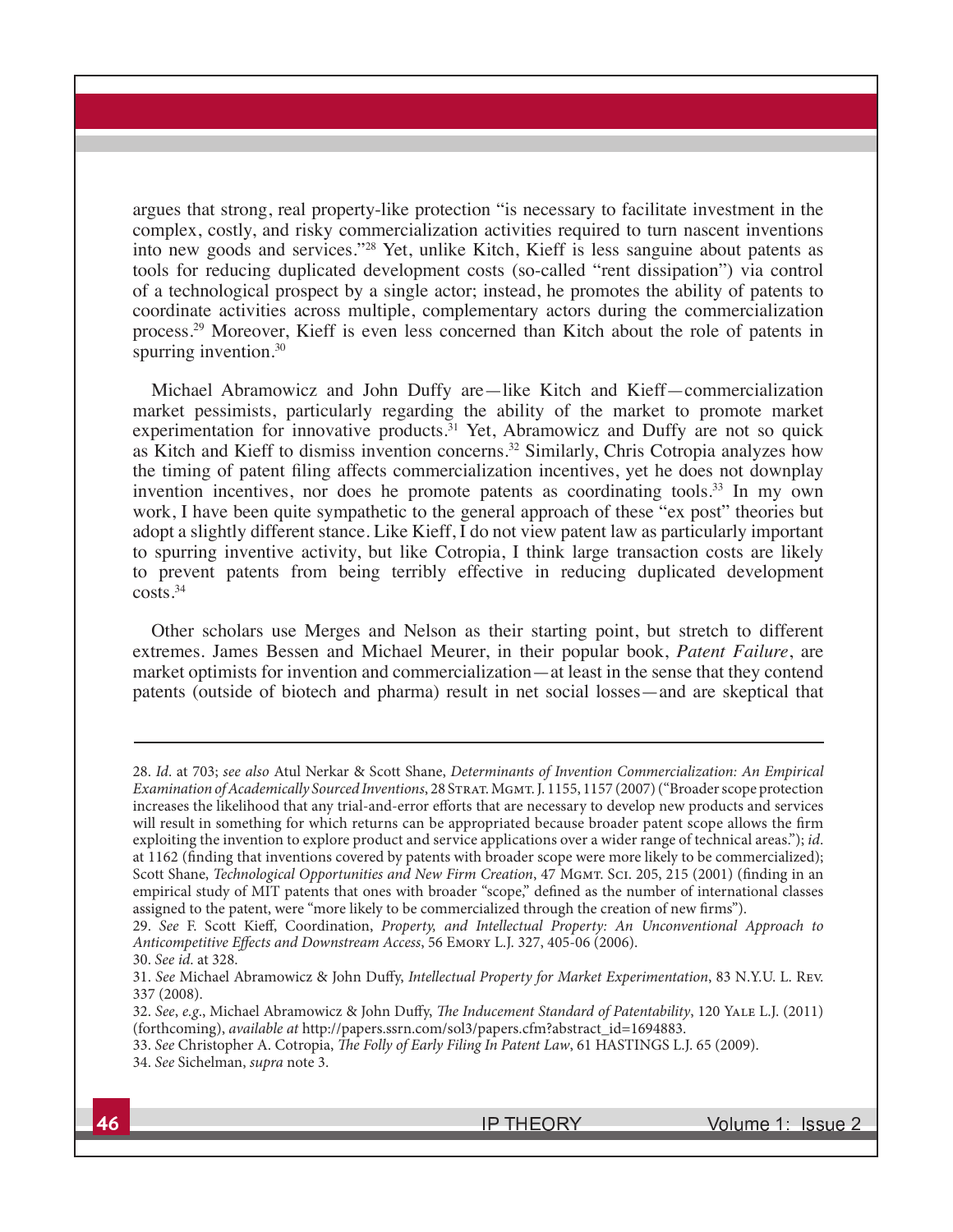argues that strong, real property-like protection "is necessary to facilitate investment in the complex, costly, and risky commercialization activities required to turn nascent inventions into new goods and services."[28] Yet, unlike Kitch, Kieff is less sanguine about patents as tools for reducing duplicated development costs (so-called "rent dissipation") via control of a technological prospect by a single actor; instead, he promotes the ability of patents to coordinate activities across multiple, complementary actors during the commercialization process.[29] Moreover, Kieff is even less concerned than Kitch about the role of patents in spurring invention.[30]

Michael Abramowicz and John Duffy are—like Kitch and Kieff—commercialization market pessimists, particularly regarding the ability of the market to promote market experimentation for innovative products.[31] Yet, Abramowicz and Duffy are not so quick as Kitch and Kieff to dismiss invention concerns.[32] Similarly, Chris Cotropia analyzes how the timing of patent filing affects commercialization incentives, yet he does not downplay invention incentives, nor does he promote patents as coordinating tools.[33] In my own work, I have been quite sympathetic to the general approach of these "ex post" theories but adopt a slightly different stance. Like Kieff, I do not view patent law as particularly important to spurring inventive activity, but like Cotropia, I think large transaction costs are likely to prevent patents from being terribly effective in reducing duplicated development costs.[34]

Other scholars use Merges and Nelson as their starting point, but stretch to different extremes. James Bessen and Michael Meurer, in their popular book, *Patent Failure*, are market optimists for invention and commercialization—at least in the sense that they contend patents (outside of biotech and pharma) result in net social losses—and are skeptical that

---

28. *Id.* at 703; *see also* Atul Nerkar & Scott Shane, *Determinants of Invention Commercialization: An Empirical Examination of Academically Sourced Inventions*, 28 Strat. Mgmt. J. 1155, 1157 (2007) ("Broader scope protection increases the likelihood that any trial-and-error efforts that are necessary to develop new products and services will result in something for which returns can be appropriated because broader patent scope allows the firm exploiting the invention to explore product and service applications over a wider range of technical areas."); *id.* at 1162 (finding that inventions covered by patents with broader scope were more likely to be commercialized); Scott Shane, *Technological Opportunities and New Firm Creation*, 47 Mgmt. Sci. 205, 215 (2001) (finding in an empirical study of MIT patents that ones with broader "scope," defined as the number of international classes assigned to the patent, were "more likely to be commercialized through the creation of new firms").

29. *See* F. Scott Kieff, Coordination, *Property, and Intellectual Property: An Unconventional Approach to Anticompetitive Effects and Downstream Access*, 56 Emory L.J. 327, 405-06 (2006).

30. *See id.* at 328.

31. *See* Michael Abramowicz & John Duffy, *Intellectual Property for Market Experimentation*, 83 N.Y.U. L. Rev. 337 (2008).

32. *See*, *e.g.*, Michael Abramowicz & John Duffy, *The Inducement Standard of Patentability*, 120 Yale L.J. (2011) (forthcoming), *available at* http://papers.ssrn.com/sol3/papers.cfm?abstract_id=1694883.

33. *See* Christopher A. Cotropia, *The Folly of Early Filing In Patent Law*, 61 HASTINGS L.J. 65 (2009).

34. *See* Sichelman, *supra* note 3.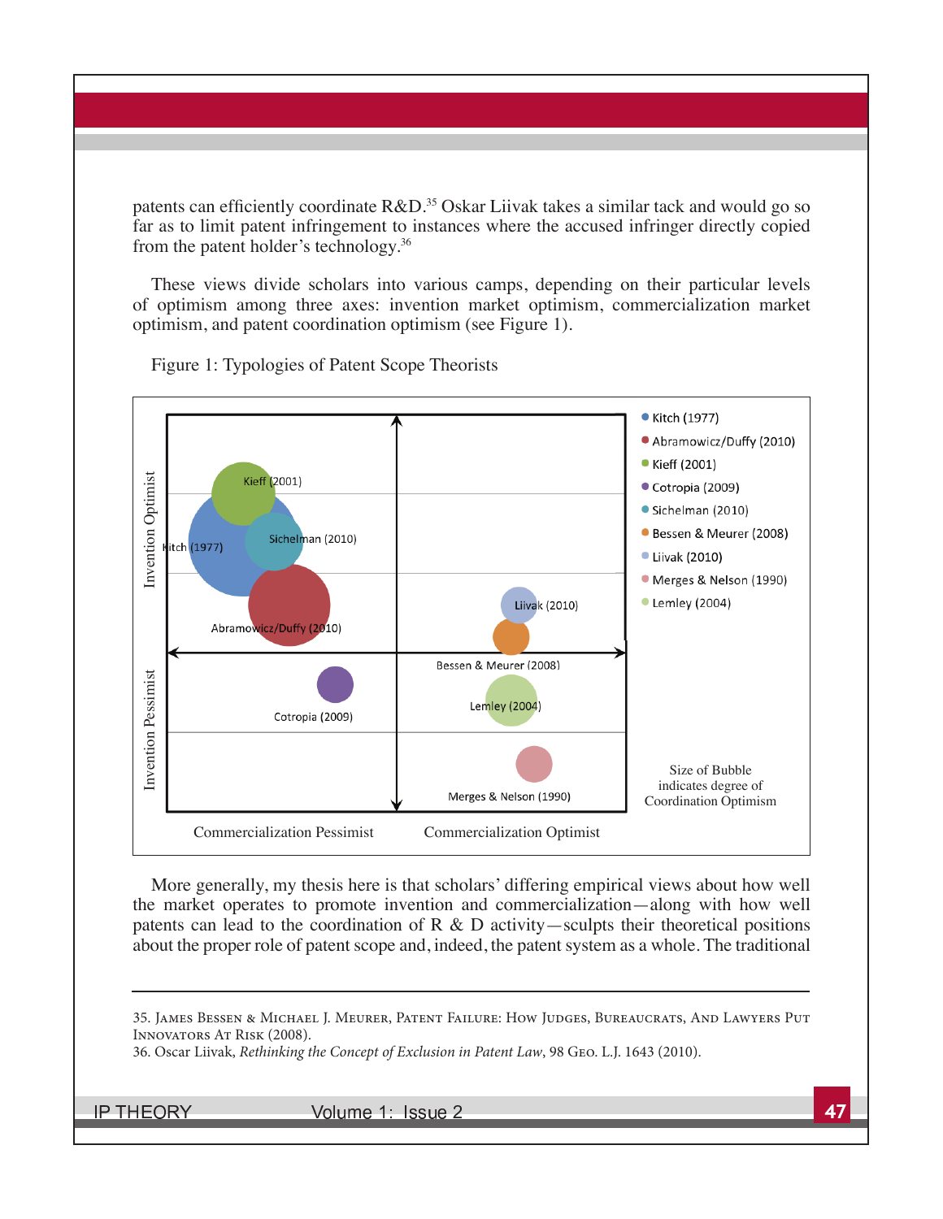patents can efficiently coordinate R&D.[35] Oskar Liivak takes a similar tack and would go so far as to limit patent infringement to instances where the accused infringer directly copied from the patent holder's technology.[36]

These views divide scholars into various camps, depending on their particular levels of optimism among three axes: invention market optimism, commercialization market optimism, and patent coordination optimism (see Figure 1).

Figure 1: Typologies of Patent Scope Theorists

More generally, my thesis here is that scholars' differing empirical views about how well the market operates to promote invention and commercialization—along with how well patents can lead to the coordination of R & D activity—sculpts their theoretical positions about the proper role of patent scope and, indeed, the patent system as a whole. The traditional

---

35. James Bessen & Michael J. Meurer, Patent Failure: How Judges, Bureaucrats, And Lawyers Put Innovators At Risk (2008).

36. Oscar Liivak, *Rethinking the Concept of Exclusion in Patent Law*, 98 Geo. L.J. 1643 (2010).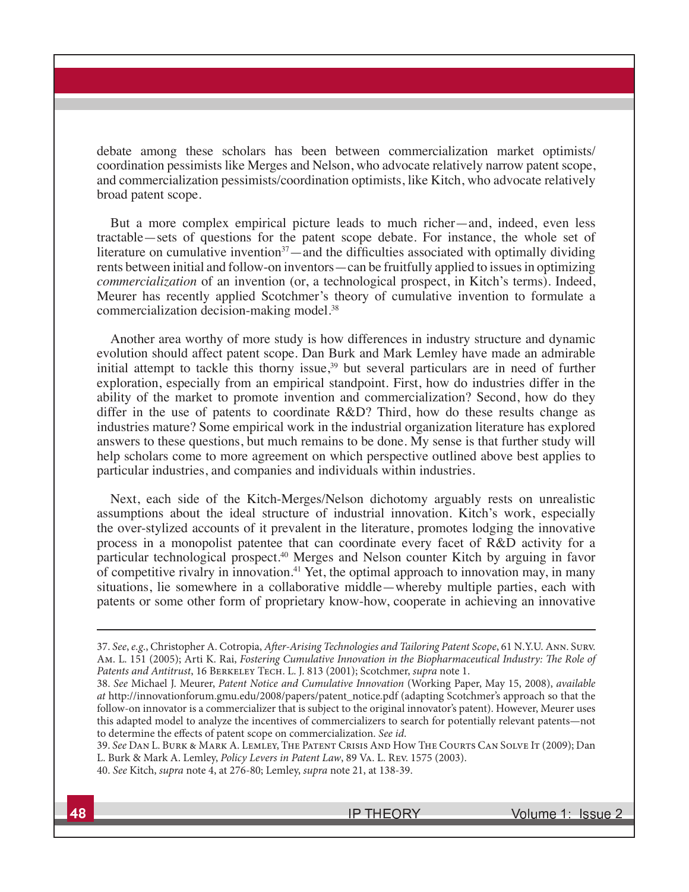debate among these scholars has been between commercialization market optimists/coordination pessimists like Merges and Nelson, who advocate relatively narrow patent scope, and commercialization pessimists/coordination optimists, like Kitch, who advocate relatively broad patent scope.

But a more complex empirical picture leads to much richer—and, indeed, even less tractable—sets of questions for the patent scope debate. For instance, the whole set of literature on cumulative invention[37]—and the difficulties associated with optimally dividing rents between initial and follow-on inventors—can be fruitfully applied to issues in optimizing *commercialization* of an invention (or, a technological prospect, in Kitch's terms). Indeed, Meurer has recently applied Scotchmer's theory of cumulative invention to formulate a commercialization decision-making model.[38]

Another area worthy of more study is how differences in industry structure and dynamic evolution should affect patent scope. Dan Burk and Mark Lemley have made an admirable initial attempt to tackle this thorny issue,[39] but several particulars are in need of further exploration, especially from an empirical standpoint. First, how do industries differ in the ability of the market to promote invention and commercialization? Second, how do they differ in the use of patents to coordinate R&D? Third, how do these results change as industries mature? Some empirical work in the industrial organization literature has explored answers to these questions, but much remains to be done. My sense is that further study will help scholars come to more agreement on which perspective outlined above best applies to particular industries, and companies and individuals within industries.

Next, each side of the Kitch-Merges/Nelson dichotomy arguably rests on unrealistic assumptions about the ideal structure of industrial innovation. Kitch's work, especially the over-stylized accounts of it prevalent in the literature, promotes lodging the innovative process in a monopolist patentee that can coordinate every facet of R&D activity for a particular technological prospect.[40] Merges and Nelson counter Kitch by arguing in favor of competitive rivalry in innovation.[41] Yet, the optimal approach to innovation may, in many situations, lie somewhere in a collaborative middle—whereby multiple parties, each with patents or some other form of proprietary know-how, cooperate in achieving an innovative

---

37. *See, e.g.*, Christopher A. Cotropia, *After-Arising Technologies and Tailoring Patent Scope*, 61 N.Y.U. Ann. Surv. Am. L. 151 (2005); Arti K. Rai, *Fostering Cumulative Innovation in the Biopharmaceutical Industry: The Role of Patents and Antitrust*, 16 Berkeley Tech. L. J. 813 (2001); Scotchmer, *supra* note 1.

38. *See* Michael J. Meurer, *Patent Notice and Cumulative Innovation* (Working Paper, May 15, 2008), *available at* http://innovationforum.gmu.edu/2008/papers/patent_notice.pdf (adapting Scotchmer's approach so that the follow-on innovator is a commercializer that is subject to the original innovator's patent). However, Meurer uses this adapted model to analyze the incentives of commercializers to search for potentially relevant patents—not to determine the effects of patent scope on commercialization. *See id.*

39. *See* Dan L. Burk & Mark A. Lemley, The Patent Crisis And How The Courts Can Solve It (2009); Dan L. Burk & Mark A. Lemley, *Policy Levers in Patent Law*, 89 Va. L. Rev. 1575 (2003).

40. *See* Kitch, *supra* note 4, at 276-80; Lemley, *supra* note 21, at 138-39.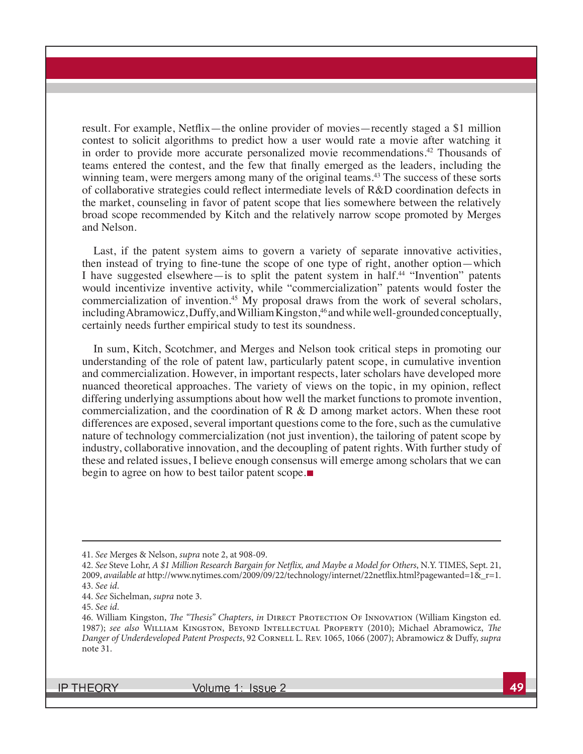result. For example, Netflix—the online provider of movies—recently staged a $1 million contest to solicit algorithms to predict how a user would rate a movie after watching it in order to provide more accurate personalized movie recommendations.[42] Thousands of teams entered the contest, and the few that finally emerged as the leaders, including the winning team, were mergers among many of the original teams.[43] The success of these sorts of collaborative strategies could reflect intermediate levels of R&D coordination defects in the market, counseling in favor of patent scope that lies somewhere between the relatively broad scope recommended by Kitch and the relatively narrow scope promoted by Merges and Nelson.

Last, if the patent system aims to govern a variety of separate innovative activities, then instead of trying to fine-tune the scope of one type of right, another option—which I have suggested elsewhere—is to split the patent system in half.[44] "Invention" patents would incentivize inventive activity, while "commercialization" patents would foster the commercialization of invention.[45] My proposal draws from the work of several scholars, including Abramowicz, Duffy, and William Kingston,[46] and while well-grounded conceptually, certainly needs further empirical study to test its soundness.

In sum, Kitch, Scotchmer, and Merges and Nelson took critical steps in promoting our understanding of the role of patent law, particularly patent scope, in cumulative invention and commercialization. However, in important respects, later scholars have developed more nuanced theoretical approaches. The variety of views on the topic, in my opinion, reflect differing underlying assumptions about how well the market functions to promote invention, commercialization, and the coordination of R & D among market actors. When these root differences are exposed, several important questions come to the fore, such as the cumulative nature of technology commercialization (not just invention), the tailoring of patent scope by industry, collaborative innovation, and the decoupling of patent rights. With further study of these and related issues, I believe enough consensus will emerge among scholars that we can begin to agree on how to best tailor patent scope.■

---

41. *See* Merges & Nelson, *supra* note 2, at 908-09.
42. *See* Steve Lohr, *A $1 Million Research Bargain for Netflix, and Maybe a Model for Others*, N.Y. TIMES, Sept. 21, 2009, *available at* http://www.nytimes.com/2009/09/22/technology/internet/22netflix.html?pagewanted=1&_r=1.
43. *See id.*
44. *See* Sichelman, *supra* note 3.
45. *See id.*
46. William Kingston, *The "Thesis" Chapters*, *in* DIRECT PROTECTION OF INNOVATION (William Kingston ed. 1987); *see also* WILLIAM KINGSTON, BEYOND INTELLECTUAL PROPERTY (2010); Michael Abramowicz, *The Danger of Underdeveloped Patent Prospects*, 92 CORNELL L. REV. 1065, 1066 (2007); Abramowicz & Duffy, *supra* note 31.